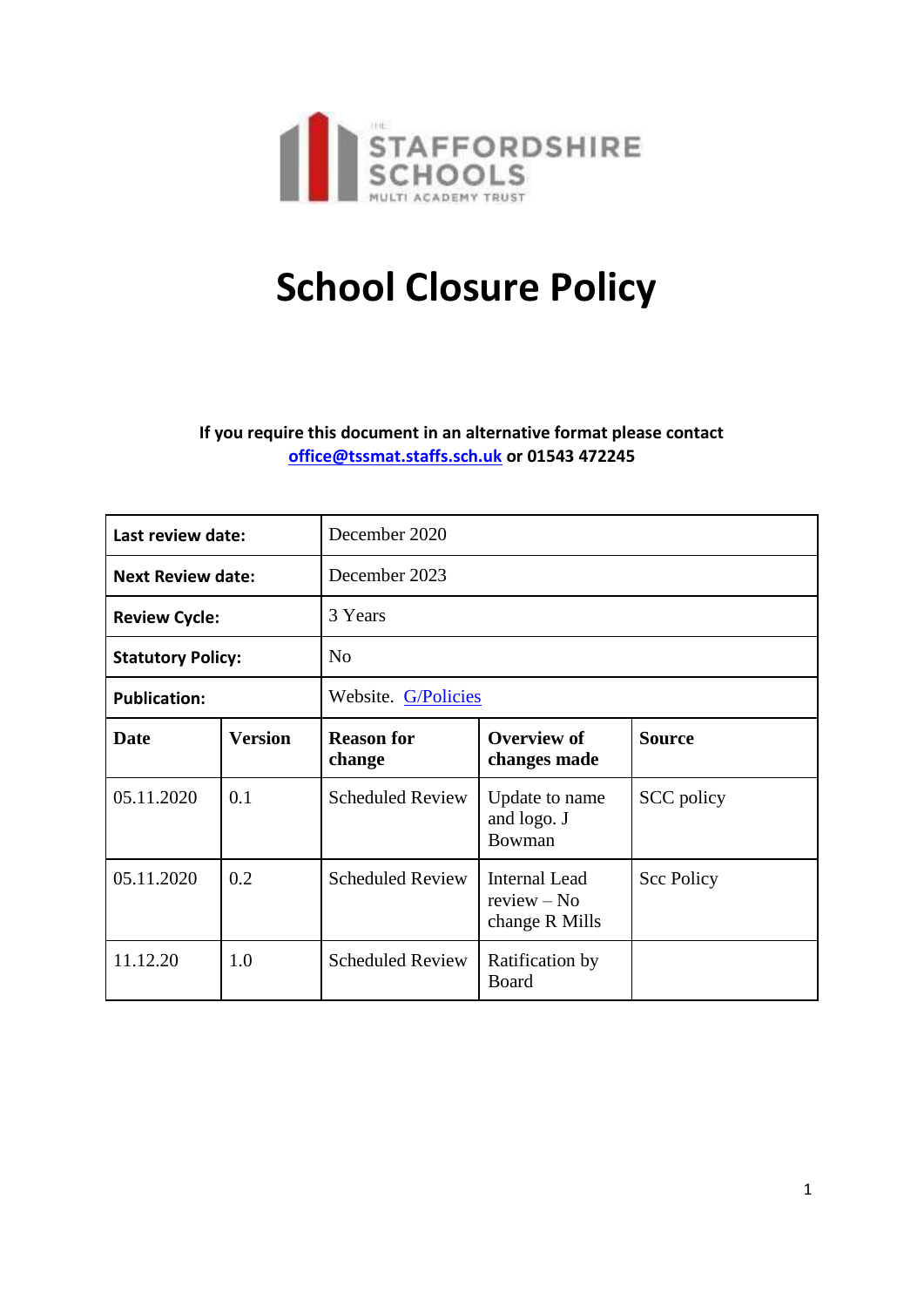# School Closure Policy

**If you require this document in an alternative format please contact [office@tssmat.staffs.sch.uk](mailto:office@tssmat.staffs.sch.uk) or 01543 472245**

| **Last review date:** | | December 2020 | | |
|---|---|---|---|---|
| **Next Review date:** | | December 2023 | | |
| **Review Cycle:** | | 3 Years | | |
| **Statutory Policy:** | | No | | |
| **Publication:** | | Website. G/Policies | | |
| **Date** | **Version** | **Reason for change** | **Overview of changes made** | **Source** |
| 05.11.2020 | 0.1 | Scheduled Review | Update to name and logo. J Bowman | SCC policy |
| 05.11.2020 | 0.2 | Scheduled Review | Internal Lead review – No change R Mills | Scc Policy |
| 11.12.20 | 1.0 | Scheduled Review | Ratification by Board | |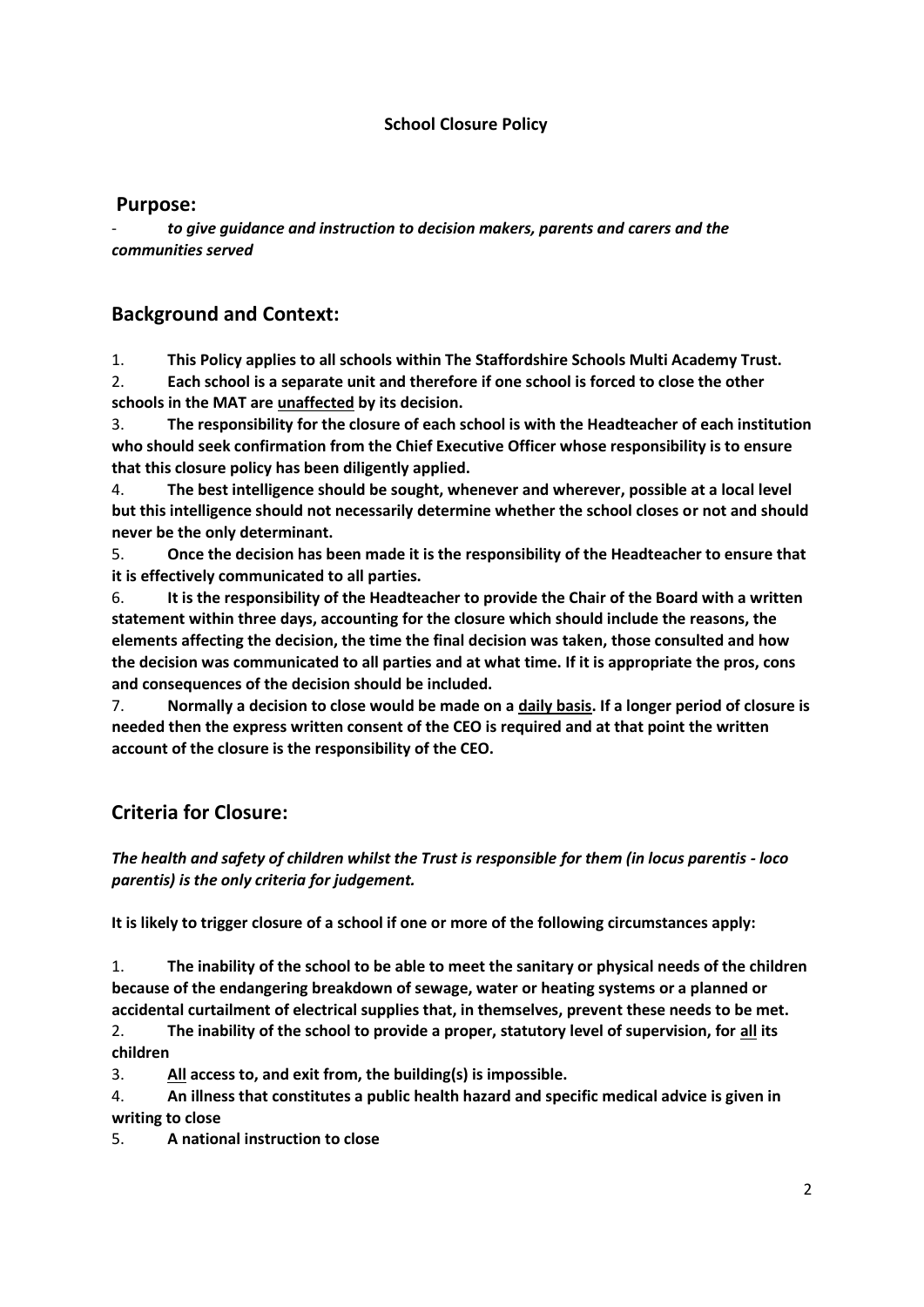**School Closure Policy**

## Purpose:

- ***to give guidance and instruction to decision makers, parents and carers and the communities served***

## Background and Context:

1. **This Policy applies to all schools within The Staffordshire Schools Multi Academy Trust.**
2. **Each school is a separate unit and therefore if one school is forced to close the other schools in the MAT are <u>unaffected</u> by its decision.**
3. **The responsibility for the closure of each school is with the Headteacher of each institution who should seek confirmation from the Chief Executive Officer whose responsibility is to ensure that this closure policy has been diligently applied.**
4. **The best intelligence should be sought, whenever and wherever, possible at a local level but this intelligence should not necessarily determine whether the school closes or not and should never be the only determinant.**
5. **Once the decision has been made it is the responsibility of the Headteacher to ensure that it is effectively communicated to all parties.**
6. **It is the responsibility of the Headteacher to provide the Chair of the Board with a written statement within three days, accounting for the closure which should include the reasons, the elements affecting the decision, the time the final decision was taken, those consulted and how the decision was communicated to all parties and at what time. If it is appropriate the pros, cons and consequences of the decision should be included.**
7. **Normally a decision to close would be made on a <u>daily basis</u>. If a longer period of closure is needed then the express written consent of the CEO is required and at that point the written account of the closure is the responsibility of the CEO.**

## Criteria for Closure:

***The health and safety of children whilst the Trust is responsible for them (in locus parentis - loco parentis) is the only criteria for judgement.***

**It is likely to trigger closure of a school if one or more of the following circumstances apply:**

1. **The inability of the school to be able to meet the sanitary or physical needs of the children because of the endangering breakdown of sewage, water or heating systems or a planned or accidental curtailment of electrical supplies that, in themselves, prevent these needs to be met.**
2. **The inability of the school to provide a proper, statutory level of supervision, for <u>all</u> its children**
3. **<u>All</u> access to, and exit from, the building(s) is impossible.**
4. **An illness that constitutes a public health hazard and specific medical advice is given in writing to close**
5. **A national instruction to close**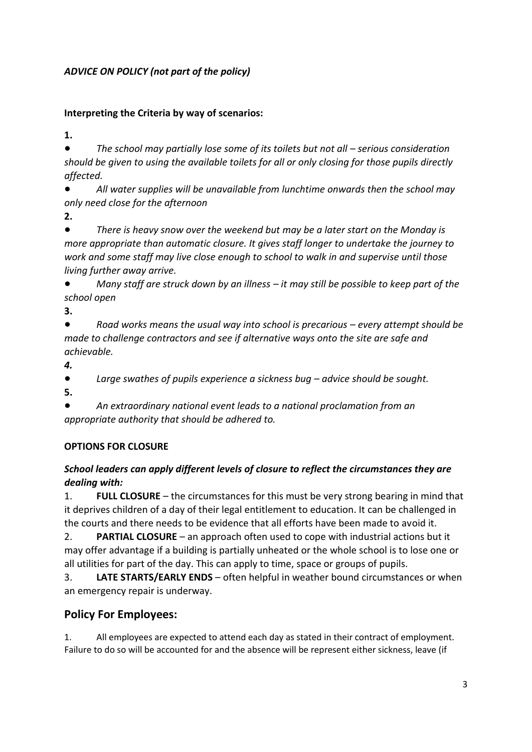***ADVICE ON POLICY (not part of the policy)***

**Interpreting the Criteria by way of scenarios:**

**1.**

- *The school may partially lose some of its toilets but not all – serious consideration should be given to using the available toilets for all or only closing for those pupils directly affected.*
- *All water supplies will be unavailable from lunchtime onwards then the school may only need close for the afternoon*

**2.**

- *There is heavy snow over the weekend but may be a later start on the Monday is more appropriate than automatic closure. It gives staff longer to undertake the journey to work and some staff may live close enough to school to walk in and supervise until those living further away arrive.*
- *Many staff are struck down by an illness – it may still be possible to keep part of the school open*

**3.**

- *Road works means the usual way into school is precarious – every attempt should be made to challenge contractors and see if alternative ways onto the site are safe and achievable.*

***4.***

- *Large swathes of pupils experience a sickness bug – advice should be sought.*

**5.**

- *An extraordinary national event leads to a national proclamation from an appropriate authority that should be adhered to.*

**OPTIONS FOR CLOSURE**

***School leaders can apply different levels of closure to reflect the circumstances they are dealing with:***

1. **FULL CLOSURE** – the circumstances for this must be very strong bearing in mind that it deprives children of a day of their legal entitlement to education. It can be challenged in the courts and there needs to be evidence that all efforts have been made to avoid it.
2. **PARTIAL CLOSURE** – an approach often used to cope with industrial actions but it may offer advantage if a building is partially unheated or the whole school is to lose one or all utilities for part of the day. This can apply to time, space or groups of pupils.
3. **LATE STARTS/EARLY ENDS** – often helpful in weather bound circumstances or when an emergency repair is underway.

## Policy For Employees:

1. All employees are expected to attend each day as stated in their contract of employment. Failure to do so will be accounted for and the absence will be represent either sickness, leave (if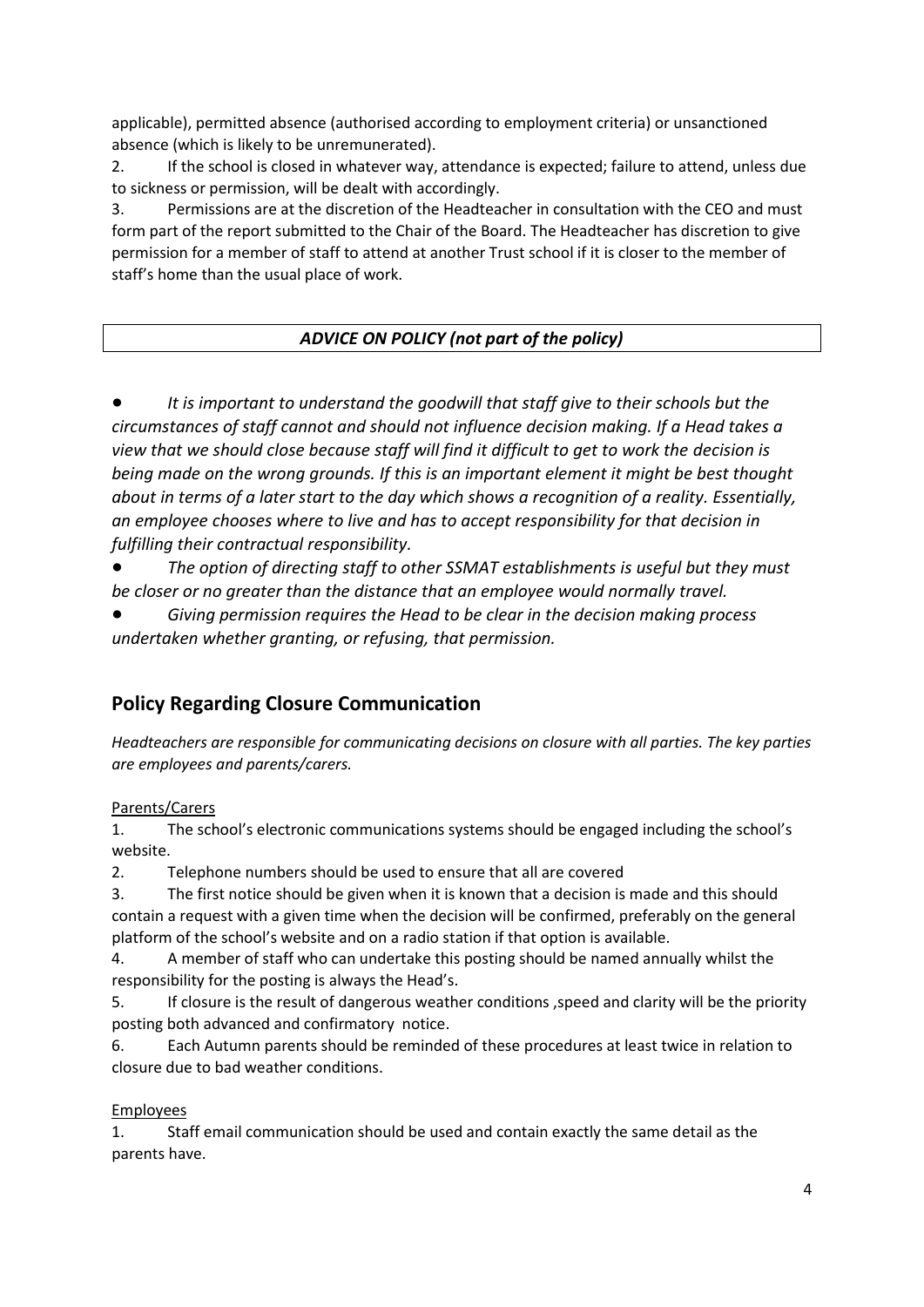applicable), permitted absence (authorised according to employment criteria) or unsanctioned absence (which is likely to be unremunerated).

2. If the school is closed in whatever way, attendance is expected; failure to attend, unless due to sickness or permission, will be dealt with accordingly.

3. Permissions are at the discretion of the Headteacher in consultation with the CEO and must form part of the report submitted to the Chair of the Board. The Headteacher has discretion to give permission for a member of staff to attend at another Trust school if it is closer to the member of staff's home than the usual place of work.

***ADVICE ON POLICY (not part of the policy)***

- *It is important to understand the goodwill that staff give to their schools but the circumstances of staff cannot and should not influence decision making. If a Head takes a view that we should close because staff will find it difficult to get to work the decision is being made on the wrong grounds. If this is an important element it might be best thought about in terms of a later start to the day which shows a recognition of a reality. Essentially, an employee chooses where to live and has to accept responsibility for that decision in fulfilling their contractual responsibility.*
- *The option of directing staff to other SSMAT establishments is useful but they must be closer or no greater than the distance that an employee would normally travel.*
- *Giving permission requires the Head to be clear in the decision making process undertaken whether granting, or refusing, that permission.*

## Policy Regarding Closure Communication

*Headteachers are responsible for communicating decisions on closure with all parties. The key parties are employees and parents/carers.*

Parents/Carers

1. The school's electronic communications systems should be engaged including the school's website.
2. Telephone numbers should be used to ensure that all are covered
3. The first notice should be given when it is known that a decision is made and this should contain a request with a given time when the decision will be confirmed, preferably on the general platform of the school's website and on a radio station if that option is available.
4. A member of staff who can undertake this posting should be named annually whilst the responsibility for the posting is always the Head's.
5. If closure is the result of dangerous weather conditions ,speed and clarity will be the priority posting both advanced and confirmatory notice.
6. Each Autumn parents should be reminded of these procedures at least twice in relation to closure due to bad weather conditions.

Employees

1. Staff email communication should be used and contain exactly the same detail as the parents have.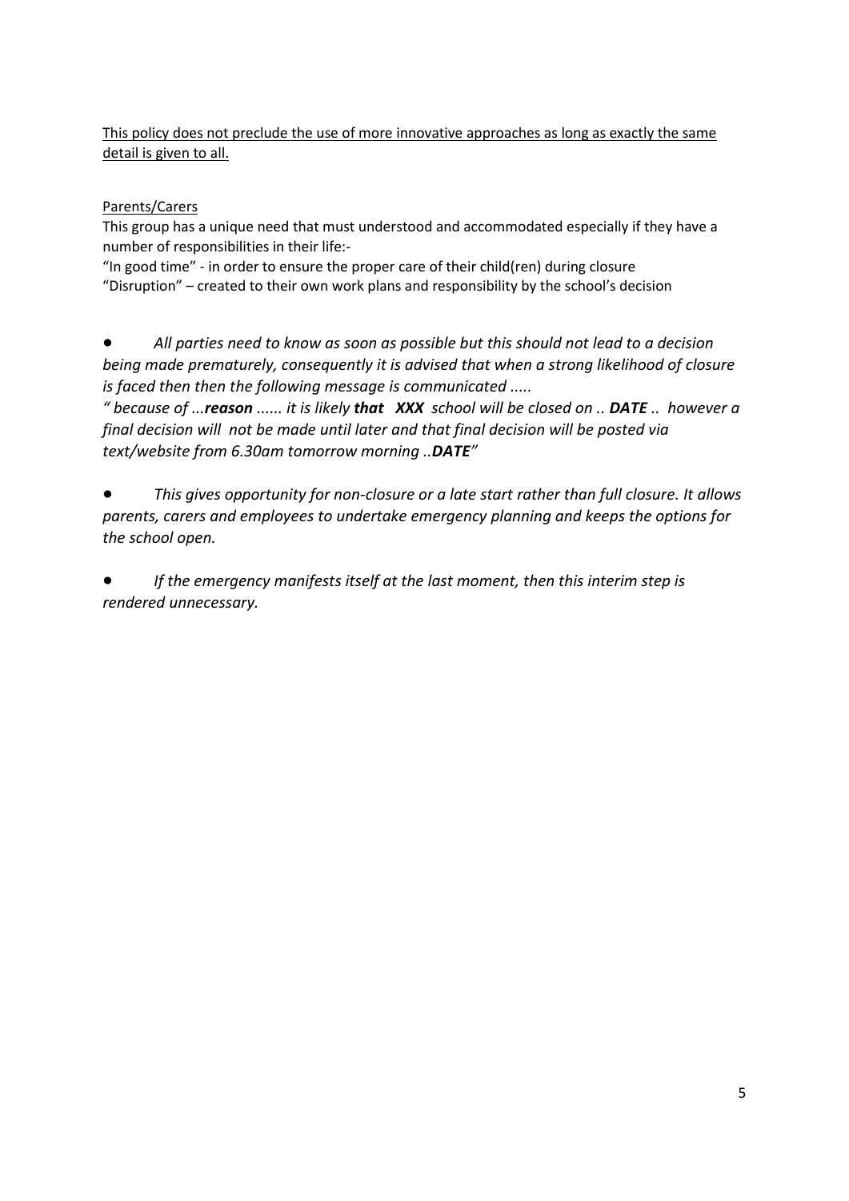<u>This policy does not preclude the use of more innovative approaches as long as exactly the same detail is given to all.</u>

<u>Parents/Carers</u>

This group has a unique need that must understood and accommodated especially if they have a number of responsibilities in their life:-

"In good time" - in order to ensure the proper care of their child(ren) during closure
"Disruption" – created to their own work plans and responsibility by the school's decision

- *All parties need to know as soon as possible but this should not lead to a decision being made prematurely, consequently it is advised that when a strong likelihood of closure is faced then then the following message is communicated .....*
  *" because of ...**reason** ...... it is likely **that XXX** school will be closed on .. **DATE** .. however a final decision will not be made until later and that final decision will be posted via text/website from 6.30am tomorrow morning ..**DATE**"*

- *This gives opportunity for non-closure or a late start rather than full closure. It allows parents, carers and employees to undertake emergency planning and keeps the options for the school open.*

- *If the emergency manifests itself at the last moment, then this interim step is rendered unnecessary.*